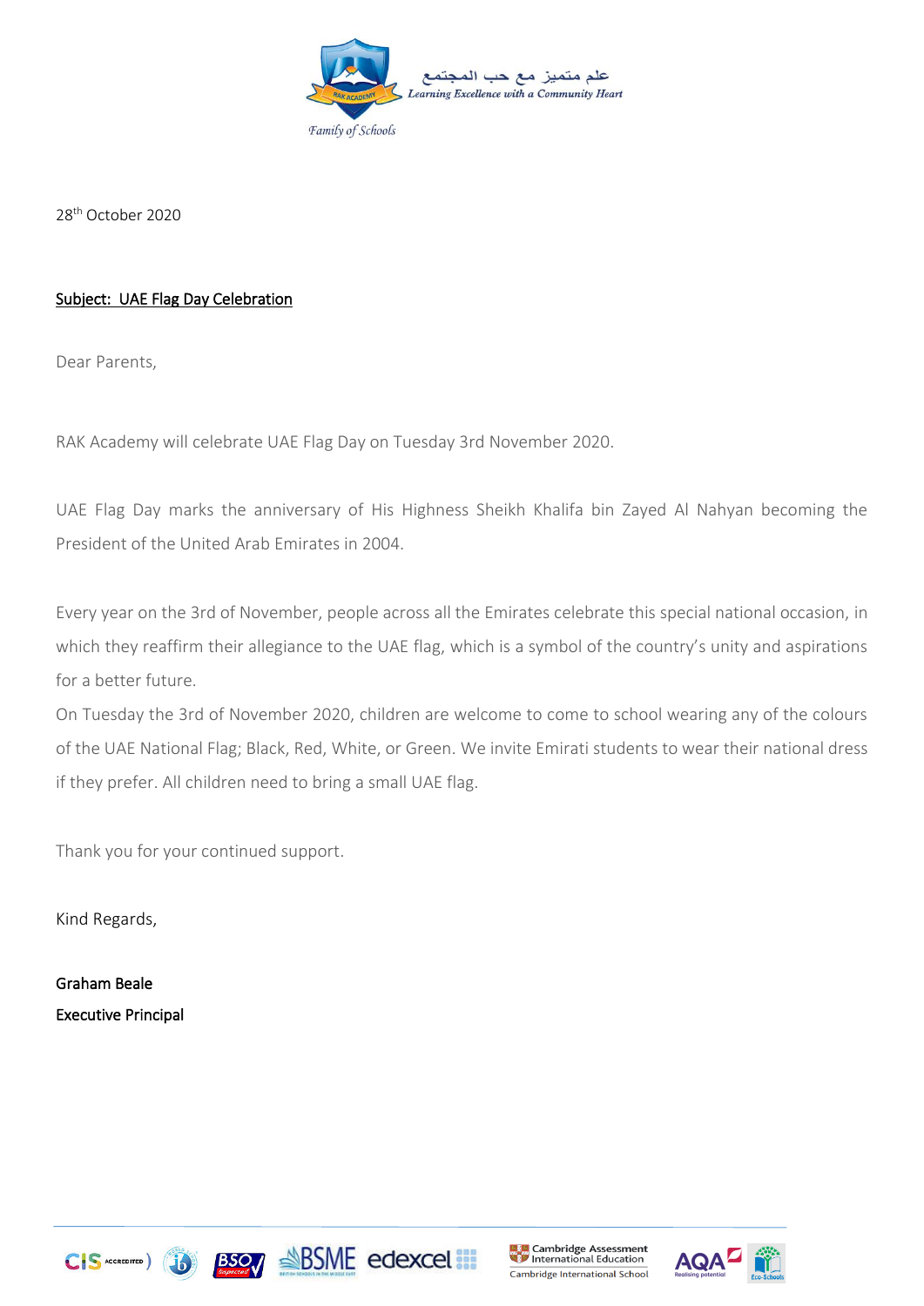علم متميز مع حب المجتمع
*Learning Excellence with a Community Heart*

*Family of Schools*

28th October 2020

<u>**Subject: UAE Flag Day Celebration**</u>

Dear Parents,

RAK Academy will celebrate UAE Flag Day on Tuesday 3rd November 2020.

UAE Flag Day marks the anniversary of His Highness Sheikh Khalifa bin Zayed Al Nahyan becoming the President of the United Arab Emirates in 2004.

Every year on the 3rd of November, people across all the Emirates celebrate this special national occasion, in which they reaffirm their allegiance to the UAE flag, which is a symbol of the country's unity and aspirations for a better future.

On Tuesday the 3rd of November 2020, children are welcome to come to school wearing any of the colours of the UAE National Flag; Black, Red, White, or Green. We invite Emirati students to wear their national dress if they prefer. All children need to bring a small UAE flag.

Thank you for your continued support.

Kind Regards,

Graham Beale
Executive Principal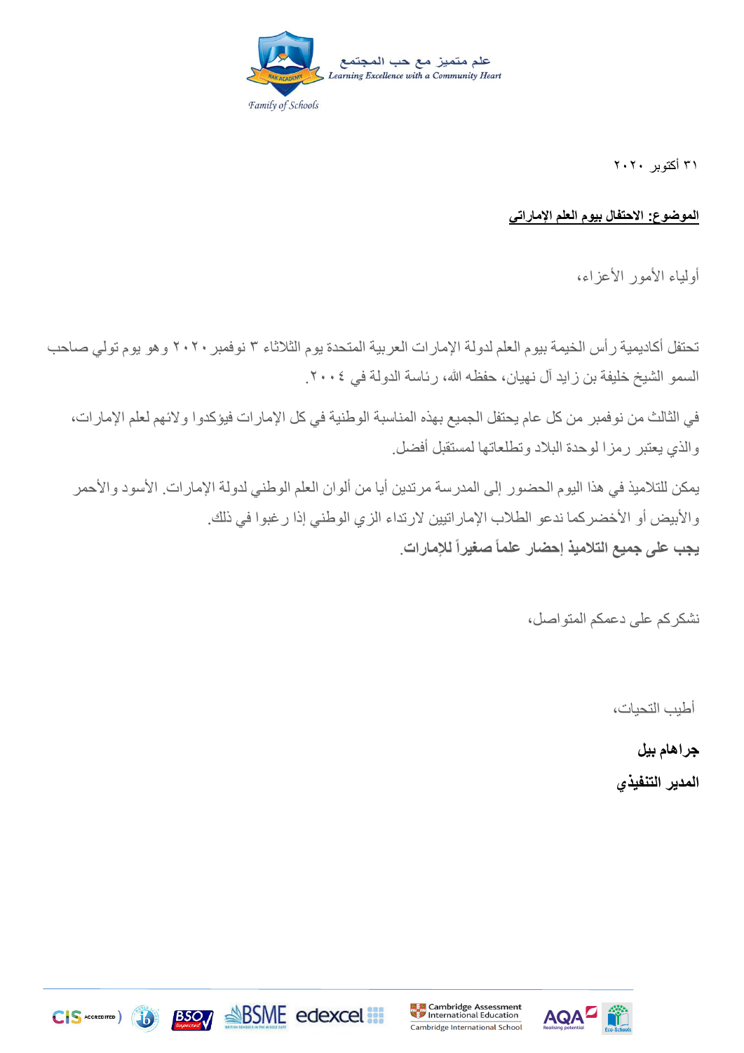علم متميز مع حب المجتمع
*Learning Excellence with a Community Heart*

*Family of Schools*

٣١ أكتوبر ٢٠٢٠

**الموضوع: الاحتفال بيوم العلم الإماراتي**

أولياء الأمور الأعزاء،

تحتفل أكاديمية رأس الخيمة بيوم العلم لدولة الإمارات العربية المتحدة يوم الثلاثاء ٣ نوفمبر ٢٠٢٠ وهو يوم تولي صاحب السمو الشيخ خليفة بن زايد آل نهيان، حفظه الله، رئاسة الدولة في ٢٠٠٤.

في الثالث من نوفمبر من كل عام يحتفل الجميع بهذه المناسبة الوطنية في كل الإمارات فيؤكدوا ولائهم لعلم الإمارات، والذي يعتبر رمزا لوحدة البلاد وتطلعاتها لمستقبل أفضل.

يمكن للتلاميذ في هذا اليوم الحضور إلى المدرسة مرتدين أيا من ألوان العلم الوطني لدولة الإمارات. الأسود والأحمر والأبيض أو الأخضركما ندعو الطلاب الإماراتيين لارتداء الزي الوطني إذا رغبوا في ذلك.

**يجب على جميع التلاميذ إحضار علماً صغيراً للإمارات.**

نشكركم على دعمكم المتواصل،

أطيب التحيات،

**جراهام بيل**

**المدير التنفيذي**